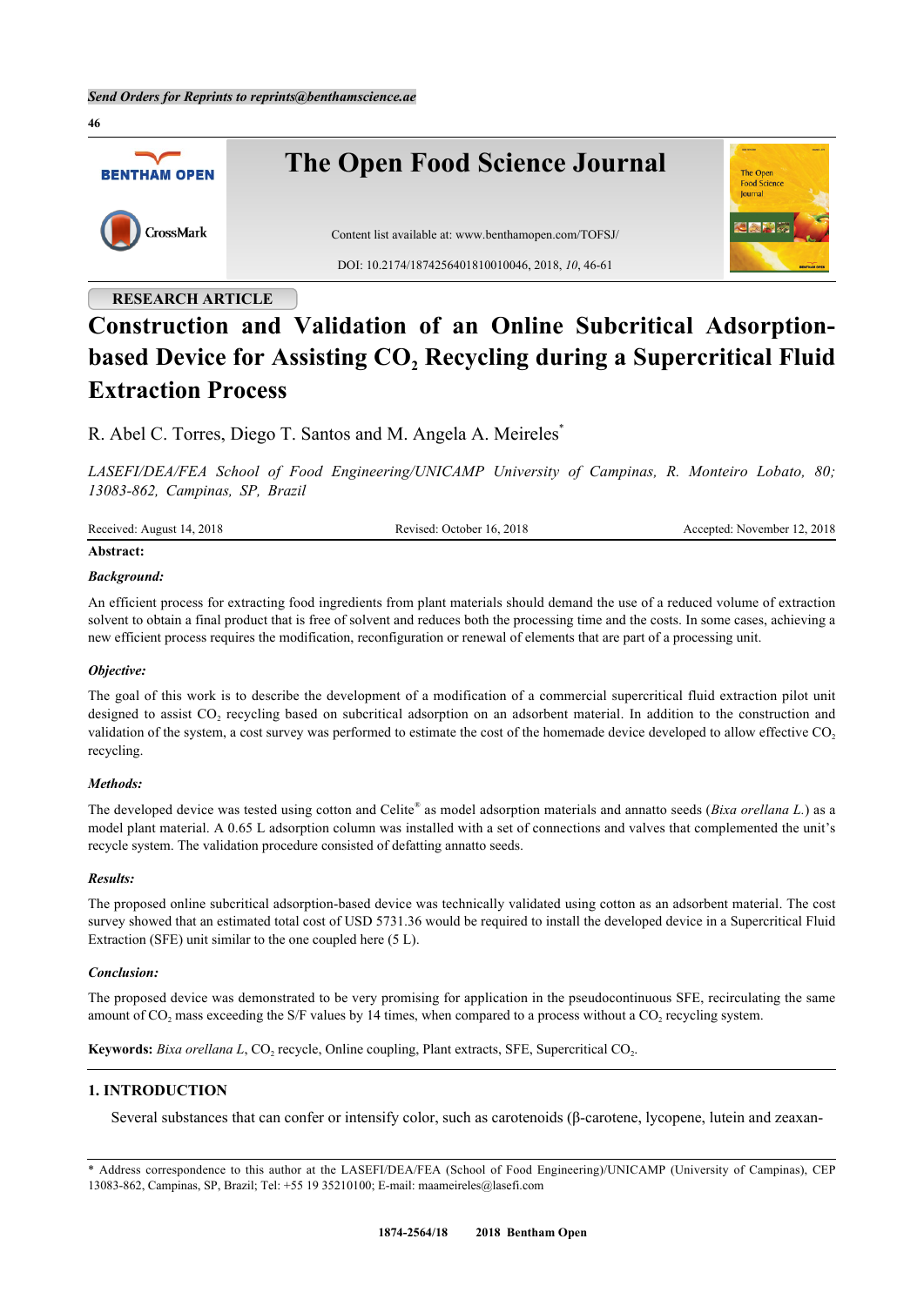RESEARCH ARTICLE

# Construction and Validation of an Online Subcritical Adsorption-based Device for Assisting $CO_2$ Recycling during a Supercritical Fluid Extraction Process

R. Abel C. Torres, Diego T. Santos and M. Angela A. Meireles*

*LASEFI/DEA/FEA School of Food Engineering/UNICAMP University of Campinas, R. Monteiro Lobato, 80; 13083-862, Campinas, SP, Brazil*

Received: August 14, 2018 | Revised: October 16, 2018 | Accepted: November 12, 2018

**Abstract:**

***Background:***

An efficient process for extracting food ingredients from plant materials should demand the use of a reduced volume of extraction solvent to obtain a final product that is free of solvent and reduces both the processing time and the costs. In some cases, achieving a new efficient process requires the modification, reconfiguration or renewal of elements that are part of a processing unit.

***Objective:***

The goal of this work is to describe the development of a modification of a commercial supercritical fluid extraction pilot unit designed to assist $CO_2$ recycling based on subcritical adsorption on an adsorbent material. In addition to the construction and validation of the system, a cost survey was performed to estimate the cost of the homemade device developed to allow effective $CO_2$ recycling.

***Methods:***

The developed device was tested using cotton and Celite® as model adsorption materials and annatto seeds (*Bixa orellana L.*) as a model plant material. A 0.65 L adsorption column was installed with a set of connections and valves that complemented the unit's recycle system. The validation procedure consisted of defatting annatto seeds.

***Results:***

The proposed online subcritical adsorption-based device was technically validated using cotton as an adsorbent material. The cost survey showed that an estimated total cost of USD 5731.36 would be required to install the developed device in a Supercritical Fluid Extraction (SFE) unit similar to the one coupled here (5 L).

***Conclusion:***

The proposed device was demonstrated to be very promising for application in the pseudocontinuous SFE, recirculating the same amount of $CO_2$ mass exceeding the S/F values by 14 times, when compared to a process without a $CO_2$ recycling system.

**Keywords:** *Bixa orellana L*, $CO_2$ recycle, Online coupling, Plant extracts, SFE, Supercritical $CO_2$.

## 1. INTRODUCTION

Several substances that can confer or intensify color, such as carotenoids (β-carotene, lycopene, lutein and zeaxan-

\* Address correspondence to this author at the LASEFI/DEA/FEA (School of Food Engineering)/UNICAMP (University of Campinas), CEP 13083-862, Campinas, SP, Brazil; Tel: +55 19 35210100; E-mail: maameireles@lasefi.com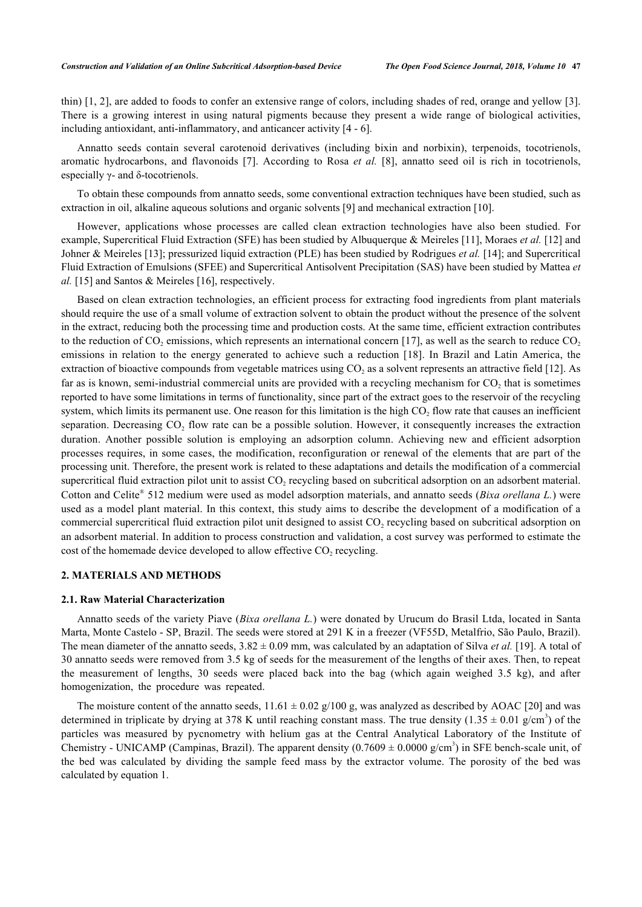thin) [1, 2], are added to foods to confer an extensive range of colors, including shades of red, orange and yellow [3]. There is a growing interest in using natural pigments because they present a wide range of biological activities, including antioxidant, anti-inflammatory, and anticancer activity [4 - 6].

Annatto seeds contain several carotenoid derivatives (including bixin and norbixin), terpenoids, tocotrienols, aromatic hydrocarbons, and flavonoids [7]. According to Rosa *et al.* [8], annatto seed oil is rich in tocotrienols, especially γ- and δ-tocotrienols.

To obtain these compounds from annatto seeds, some conventional extraction techniques have been studied, such as extraction in oil, alkaline aqueous solutions and organic solvents [9] and mechanical extraction [10].

However, applications whose processes are called clean extraction technologies have also been studied. For example, Supercritical Fluid Extraction (SFE) has been studied by Albuquerque & Meireles [11], Moraes *et al.* [12] and Johner & Meireles [13]; pressurized liquid extraction (PLE) has been studied by Rodrigues *et al.* [14]; and Supercritical Fluid Extraction of Emulsions (SFEE) and Supercritical Antisolvent Precipitation (SAS) have been studied by Mattea *et al.* [15] and Santos & Meireles [16], respectively.

Based on clean extraction technologies, an efficient process for extracting food ingredients from plant materials should require the use of a small volume of extraction solvent to obtain the product without the presence of the solvent in the extract, reducing both the processing time and production costs. At the same time, efficient extraction contributes to the reduction of $CO_2$ emissions, which represents an international concern [17], as well as the search to reduce $CO_2$ emissions in relation to the energy generated to achieve such a reduction [18]. In Brazil and Latin America, the extraction of bioactive compounds from vegetable matrices using $CO_2$ as a solvent represents an attractive field [12]. As far as is known, semi-industrial commercial units are provided with a recycling mechanism for $CO_2$ that is sometimes reported to have some limitations in terms of functionality, since part of the extract goes to the reservoir of the recycling system, which limits its permanent use. One reason for this limitation is the high $CO_2$ flow rate that causes an inefficient separation. Decreasing $CO_2$ flow rate can be a possible solution. However, it consequently increases the extraction duration. Another possible solution is employing an adsorption column. Achieving new and efficient adsorption processes requires, in some cases, the modification, reconfiguration or renewal of the elements that are part of the processing unit. Therefore, the present work is related to these adaptations and details the modification of a commercial supercritical fluid extraction pilot unit to assist $CO_2$ recycling based on subcritical adsorption on an adsorbent material. Cotton and Celite® 512 medium were used as model adsorption materials, and annatto seeds (*Bixa orellana L.*) were used as a model plant material. In this context, this study aims to describe the development of a modification of a commercial supercritical fluid extraction pilot unit designed to assist $CO_2$ recycling based on subcritical adsorption on an adsorbent material. In addition to process construction and validation, a cost survey was performed to estimate the cost of the homemade device developed to allow effective $CO_2$ recycling.

## 2. MATERIALS AND METHODS

### 2.1. Raw Material Characterization

Annatto seeds of the variety Piave (*Bixa orellana L.*) were donated by Urucum do Brasil Ltda, located in Santa Marta, Monte Castelo - SP, Brazil. The seeds were stored at 291 K in a freezer (VF55D, Metalfrio, São Paulo, Brazil). The mean diameter of the annatto seeds, $3.82 \pm 0.09$ mm, was calculated by an adaptation of Silva *et al.* [19]. A total of 30 annatto seeds were removed from 3.5 kg of seeds for the measurement of the lengths of their axes. Then, to repeat the measurement of lengths, 30 seeds were placed back into the bag (which again weighed 3.5 kg), and after homogenization, the procedure was repeated.

The moisture content of the annatto seeds, $11.61 \pm 0.02$ g/100 g, was analyzed as described by AOAC [20] and was determined in triplicate by drying at 378 K until reaching constant mass. The true density ($1.35 \pm 0.01$ g/cm$^3$) of the particles was measured by pycnometry with helium gas at the Central Analytical Laboratory of the Institute of Chemistry - UNICAMP (Campinas, Brazil). The apparent density ($0.7609 \pm 0.0000$ g/cm$^3$) in SFE bench-scale unit, of the bed was calculated by dividing the sample feed mass by the extractor volume. The porosity of the bed was calculated by equation 1.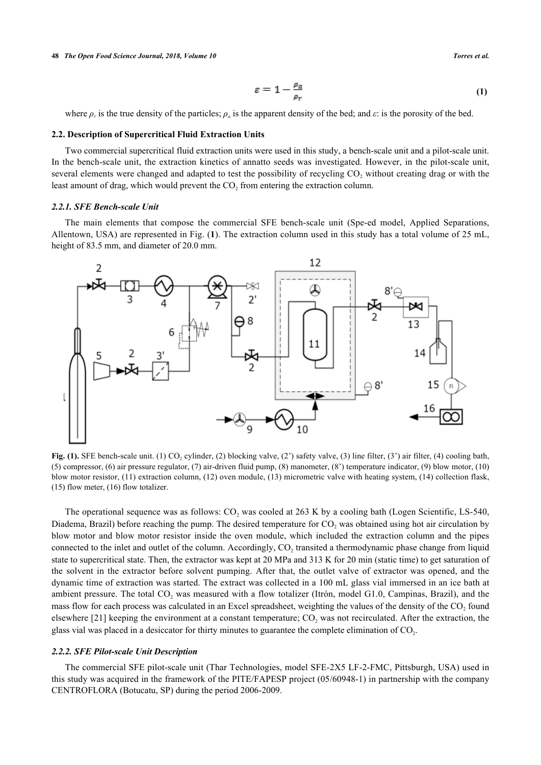$$\varepsilon = 1 - \frac{\rho_a}{\rho_T} \quad (1)$$

where $\rho_r$ is the true density of the particles; $\rho_a$ is the apparent density of the bed; and $\varepsilon$: is the porosity of the bed.

## 2.2. Description of Supercritical Fluid Extraction Units

Two commercial supercritical fluid extraction units were used in this study, a bench-scale unit and a pilot-scale unit. In the bench-scale unit, the extraction kinetics of annatto seeds was investigated. However, in the pilot-scale unit, several elements were changed and adapted to test the possibility of recycling $CO_2$ without creating drag or with the least amount of drag, which would prevent the $CO_2$ from entering the extraction column.

### 2.2.1. SFE Bench-scale Unit

The main elements that compose the commercial SFE bench-scale unit (Spe-ed model, Applied Separations, Allentown, USA) are represented in Fig. (**1**). The extraction column used in this study has a total volume of 25 mL, height of 83.5 mm, and diameter of 20.0 mm.

**Fig. (1).** SFE bench-scale unit. (1) $CO_2$ cylinder, (2) blocking valve, (2') safety valve, (3) line filter, (3') air filter, (4) cooling bath, (5) compressor, (6) air pressure regulator, (7) air-driven fluid pump, (8) manometer, (8') temperature indicator, (9) blow motor, (10) blow motor resistor, (11) extraction column, (12) oven module, (13) micrometric valve with heating system, (14) collection flask, (15) flow meter, (16) flow totalizer.

The operational sequence was as follows: $CO_2$ was cooled at 263 K by a cooling bath (Logen Scientific, LS-540, Diadema, Brazil) before reaching the pump. The desired temperature for $CO_2$ was obtained using hot air circulation by blow motor and blow motor resistor inside the oven module, which included the extraction column and the pipes connected to the inlet and outlet of the column. Accordingly, $CO_2$ transited a thermodynamic phase change from liquid state to supercritical state. Then, the extractor was kept at 20 MPa and 313 K for 20 min (static time) to get saturation of the solvent in the extractor before solvent pumping. After that, the outlet valve of extractor was opened, and the dynamic time of extraction was started. The extract was collected in a 100 mL glass vial immersed in an ice bath at ambient pressure. The total $CO_2$ was measured with a flow totalizer (Itrón, model G1.0, Campinas, Brazil), and the mass flow for each process was calculated in an Excel spreadsheet, weighting the values of the density of the $CO_2$ found elsewhere [21] keeping the environment at a constant temperature; $CO_2$ was not recirculated. After the extraction, the glass vial was placed in a desiccator for thirty minutes to guarantee the complete elimination of $CO_2$.

### 2.2.2. SFE Pilot-scale Unit Description

The commercial SFE pilot-scale unit (Thar Technologies, model SFE-2X5 LF-2-FMC, Pittsburgh, USA) used in this study was acquired in the framework of the PITE/FAPESP project (05/60948-1) in partnership with the company CENTROFLORA (Botucatu, SP) during the period 2006-2009.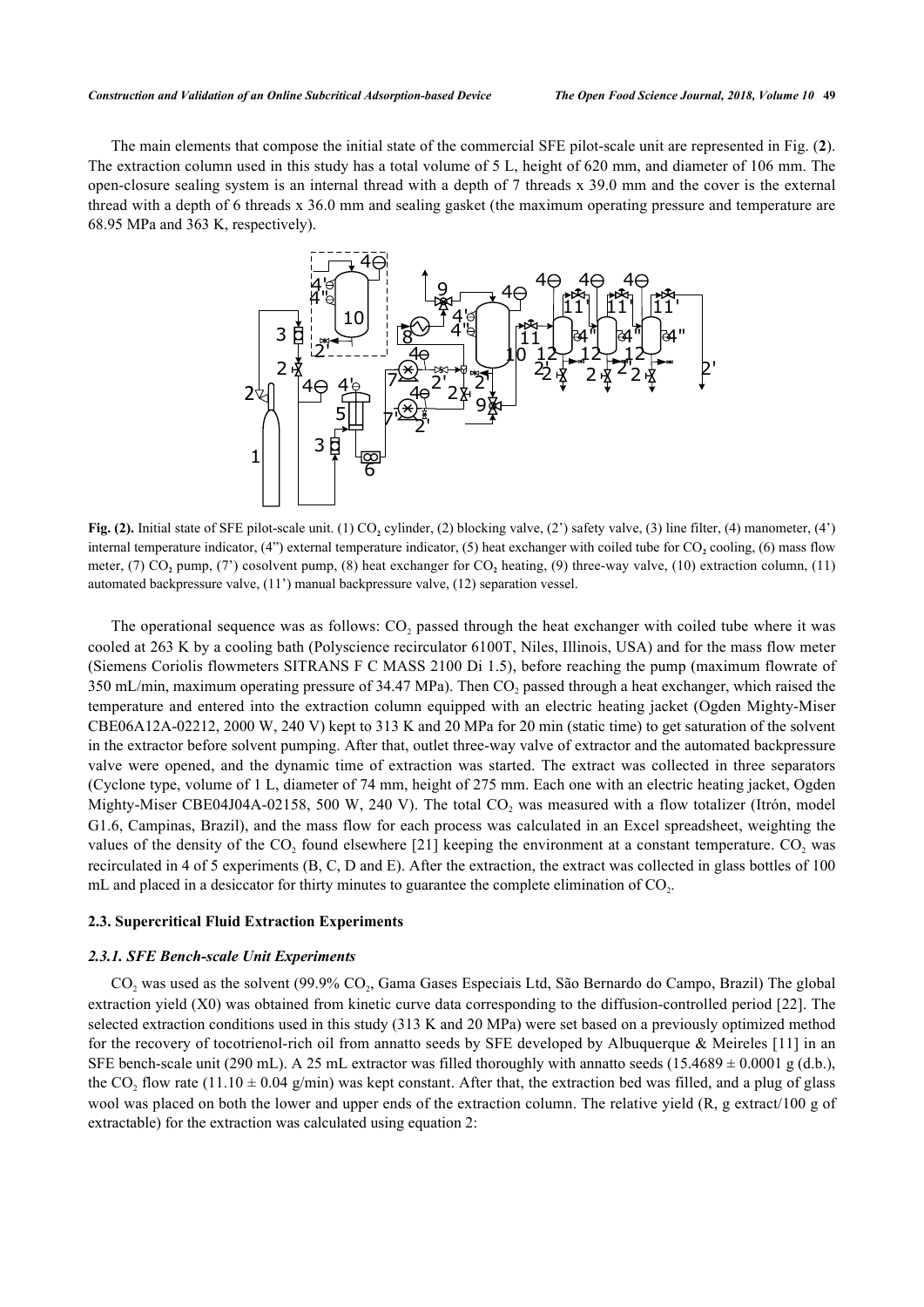The main elements that compose the initial state of the commercial SFE pilot-scale unit are represented in Fig. (**2**). The extraction column used in this study has a total volume of 5 L, height of 620 mm, and diameter of 106 mm. The open-closure sealing system is an internal thread with a depth of 7 threads x 39.0 mm and the cover is the external thread with a depth of 6 threads x 36.0 mm and sealing gasket (the maximum operating pressure and temperature are 68.95 MPa and 363 K, respectively).

**Fig. (2).** Initial state of SFE pilot-scale unit. (1) $CO_2$ cylinder, (2) blocking valve, (2') safety valve, (3) line filter, (4) manometer, (4') internal temperature indicator, (4") external temperature indicator, (5) heat exchanger with coiled tube for $CO_2$ cooling, (6) mass flow meter, (7) $CO_2$ pump, (7') cosolvent pump, (8) heat exchanger for $CO_2$ heating, (9) three-way valve, (10) extraction column, (11) automated backpressure valve, (11') manual backpressure valve, (12) separation vessel.

The operational sequence was as follows: $CO_2$ passed through the heat exchanger with coiled tube where it was cooled at 263 K by a cooling bath (Polyscience recirculator 6100T, Niles, Illinois, USA) and for the mass flow meter (Siemens Coriolis flowmeters SITRANS F C MASS 2100 Di 1.5), before reaching the pump (maximum flowrate of 350 mL/min, maximum operating pressure of 34.47 MPa). Then $CO_2$ passed through a heat exchanger, which raised the temperature and entered into the extraction column equipped with an electric heating jacket (Ogden Mighty-Miser CBE06A12A-02212, 2000 W, 240 V) kept to 313 K and 20 MPa for 20 min (static time) to get saturation of the solvent in the extractor before solvent pumping. After that, outlet three-way valve of extractor and the automated backpressure valve were opened, and the dynamic time of extraction was started. The extract was collected in three separators (Cyclone type, volume of 1 L, diameter of 74 mm, height of 275 mm. Each one with an electric heating jacket, Ogden Mighty-Miser CBE04J04A-02158, 500 W, 240 V). The total $CO_2$ was measured with a flow totalizer (Itrón, model G1.6, Campinas, Brazil), and the mass flow for each process was calculated in an Excel spreadsheet, weighting the values of the density of the $CO_2$ found elsewhere [21] keeping the environment at a constant temperature. $CO_2$ was recirculated in 4 of 5 experiments (B, C, D and E). After the extraction, the extract was collected in glass bottles of 100 mL and placed in a desiccator for thirty minutes to guarantee the complete elimination of $CO_2$.

### 2.3. Supercritical Fluid Extraction Experiments

#### *2.3.1. SFE Bench-scale Unit Experiments*

$CO_2$ was used as the solvent (99.9% $CO_2$, Gama Gases Especiais Ltd, São Bernardo do Campo, Brazil) The global extraction yield (X0) was obtained from kinetic curve data corresponding to the diffusion-controlled period [22]. The selected extraction conditions used in this study (313 K and 20 MPa) were set based on a previously optimized method for the recovery of tocotrienol-rich oil from annatto seeds by SFE developed by Albuquerque & Meireles [11] in an SFE bench-scale unit (290 mL). A 25 mL extractor was filled thoroughly with annatto seeds (15.4689 ± 0.0001 g (d.b.), the $CO_2$ flow rate (11.10 ± 0.04 g/min) was kept constant. After that, the extraction bed was filled, and a plug of glass wool was placed on both the lower and upper ends of the extraction column. The relative yield (R, g extract/100 g of extractable) for the extraction was calculated using equation 2: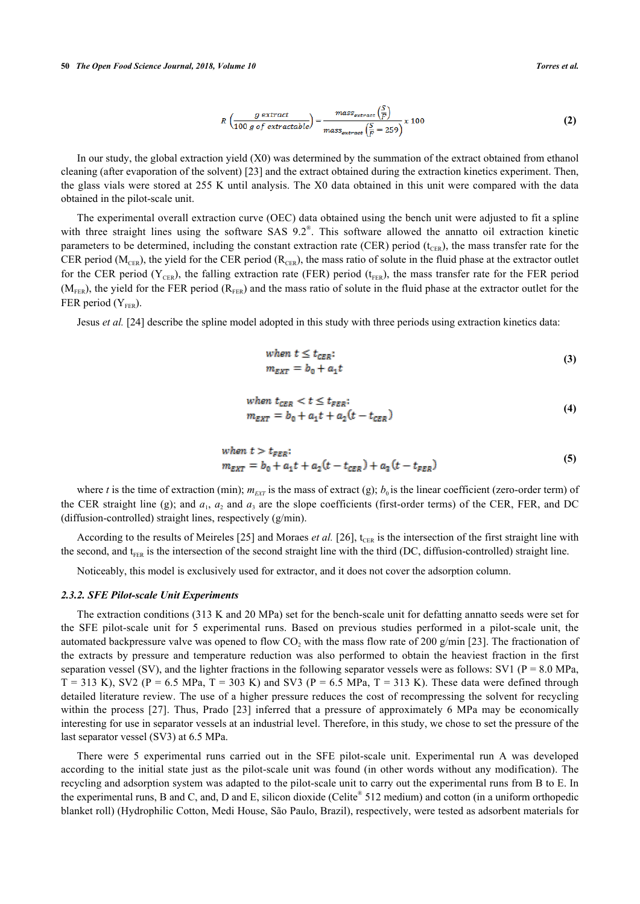$$R\left(\frac{g\ extract}{100\ g\ of\ extractable}\right) = \frac{mass_{extract}\left(\frac{S}{F}\right)}{mass_{extract}\left(\frac{S}{F}=259\right)} x\ 100 \quad (2)$$

In our study, the global extraction yield (X0) was determined by the summation of the extract obtained from ethanol cleaning (after evaporation of the solvent) [23] and the extract obtained during the extraction kinetics experiment. Then, the glass vials were stored at 255 K until analysis. The X0 data obtained in this unit were compared with the data obtained in the pilot-scale unit.

The experimental overall extraction curve (OEC) data obtained using the bench unit were adjusted to fit a spline with three straight lines using the software SAS 9.2®. This software allowed the annatto oil extraction kinetic parameters to be determined, including the constant extraction rate (CER) period ($t_{CER}$), the mass transfer rate for the CER period ($M_{CER}$), the yield for the CER period ($R_{CER}$), the mass ratio of solute in the fluid phase at the extractor outlet for the CER period ($Y_{CER}$), the falling extraction rate (FER) period ($t_{FER}$), the mass transfer rate for the FER period ($M_{FER}$), the yield for the FER period ($R_{FER}$) and the mass ratio of solute in the fluid phase at the extractor outlet for the FER period ($Y_{FER}$).

Jesus *et al.* [24] describe the spline model adopted in this study with three periods using extraction kinetics data:

$$\text{when } t \le t_{CER}: \quad m_{EXT} = b_0 + a_1 t \quad (3)$$

$$\text{when } t_{CER} < t \le t_{FER}: \quad m_{EXT} = b_0 + a_1 t + a_2(t - t_{CER}) \quad (4)$$

$$\text{when } t > t_{FER}: \quad m_{EXT} = b_0 + a_1 t + a_2(t - t_{CER}) + a_3(t - t_{FER}) \quad (5)$$

where $t$ is the time of extraction (min); $m_{EXT}$ is the mass of extract (g); $b_0$ is the linear coefficient (zero-order term) of the CER straight line (g); and $a_1$, $a_2$ and $a_3$ are the slope coefficients (first-order terms) of the CER, FER, and DC (diffusion-controlled) straight lines, respectively (g/min).

According to the results of Meireles [25] and Moraes *et al.* [26], $t_{CER}$ is the intersection of the first straight line with the second, and $t_{FER}$ is the intersection of the second straight line with the third (DC, diffusion-controlled) straight line.

Noticeably, this model is exclusively used for extractor, and it does not cover the adsorption column.

### 2.3.2. SFE Pilot-scale Unit Experiments

The extraction conditions (313 K and 20 MPa) set for the bench-scale unit for defatting annatto seeds were set for the SFE pilot-scale unit for 5 experimental runs. Based on previous studies performed in a pilot-scale unit, the automated backpressure valve was opened to flow $CO_2$ with the mass flow rate of 200 g/min [23]. The fractionation of the extracts by pressure and temperature reduction was also performed to obtain the heaviest fraction in the first separation vessel (SV), and the lighter fractions in the following separator vessels were as follows: SV1 (P = 8.0 MPa, T = 313 K), SV2 (P = 6.5 MPa, T = 303 K) and SV3 (P = 6.5 MPa, T = 313 K). These data were defined through detailed literature review. The use of a higher pressure reduces the cost of recompressing the solvent for recycling within the process [27]. Thus, Prado [23] inferred that a pressure of approximately 6 MPa may be economically interesting for use in separator vessels at an industrial level. Therefore, in this study, we chose to set the pressure of the last separator vessel (SV3) at 6.5 MPa.

There were 5 experimental runs carried out in the SFE pilot-scale unit. Experimental run A was developed according to the initial state just as the pilot-scale unit was found (in other words without any modification). The recycling and adsorption system was adapted to the pilot-scale unit to carry out the experimental runs from B to E. In the experimental runs, B and C, and, D and E, silicon dioxide (Celite® 512 medium) and cotton (in a uniform orthopedic blanket roll) (Hydrophilic Cotton, Medi House, São Paulo, Brazil), respectively, were tested as adsorbent materials for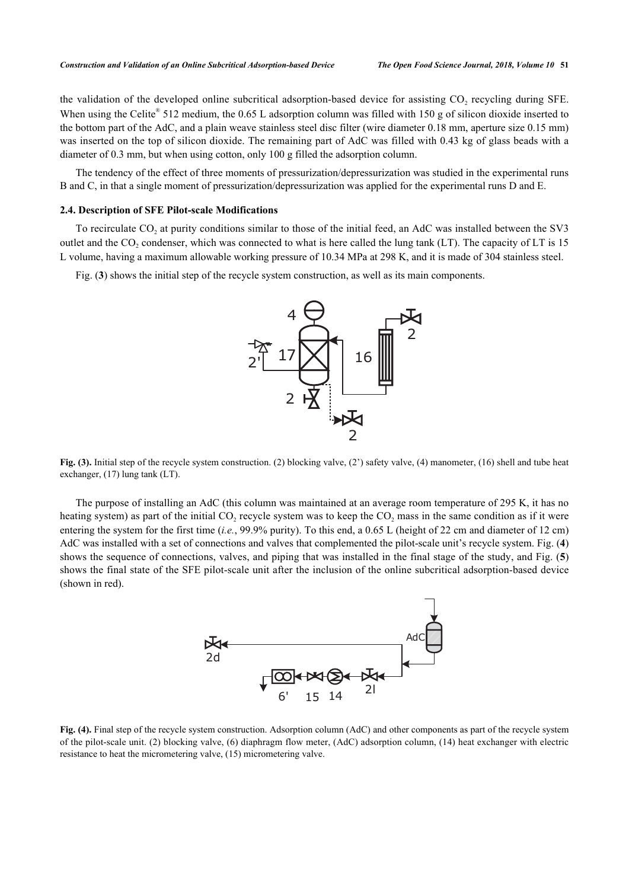the validation of the developed online subcritical adsorption-based device for assisting $CO_2$ recycling during SFE. When using the Celite® 512 medium, the 0.65 L adsorption column was filled with 150 g of silicon dioxide inserted to the bottom part of the AdC, and a plain weave stainless steel disc filter (wire diameter 0.18 mm, aperture size 0.15 mm) was inserted on the top of silicon dioxide. The remaining part of AdC was filled with 0.43 kg of glass beads with a diameter of 0.3 mm, but when using cotton, only 100 g filled the adsorption column.

The tendency of the effect of three moments of pressurization/depressurization was studied in the experimental runs B and C, in that a single moment of pressurization/depressurization was applied for the experimental runs D and E.

### 2.4. Description of SFE Pilot-scale Modifications

To recirculate $CO_2$ at purity conditions similar to those of the initial feed, an AdC was installed between the SV3 outlet and the $CO_2$ condenser, which was connected to what is here called the lung tank (LT). The capacity of LT is 15 L volume, having a maximum allowable working pressure of 10.34 MPa at 298 K, and it is made of 304 stainless steel.

Fig. (**3**) shows the initial step of the recycle system construction, as well as its main components.

**Fig. (3).** Initial step of the recycle system construction. (2) blocking valve, (2') safety valve, (4) manometer, (16) shell and tube heat exchanger, (17) lung tank (LT).

The purpose of installing an AdC (this column was maintained at an average room temperature of 295 K, it has no heating system) as part of the initial $CO_2$ recycle system was to keep the $CO_2$ mass in the same condition as if it were entering the system for the first time (*i.e.*, 99.9% purity). To this end, a 0.65 L (height of 22 cm and diameter of 12 cm) AdC was installed with a set of connections and valves that complemented the pilot-scale unit's recycle system. Fig. (**4**) shows the sequence of connections, valves, and piping that was installed in the final stage of the study, and Fig. (**5**) shows the final state of the SFE pilot-scale unit after the inclusion of the online subcritical adsorption-based device (shown in red).

**Fig. (4).** Final step of the recycle system construction. Adsorption column (AdC) and other components as part of the recycle system of the pilot-scale unit. (2) blocking valve, (6) diaphragm flow meter, (AdC) adsorption column, (14) heat exchanger with electric resistance to heat the micrometering valve, (15) micrometering valve.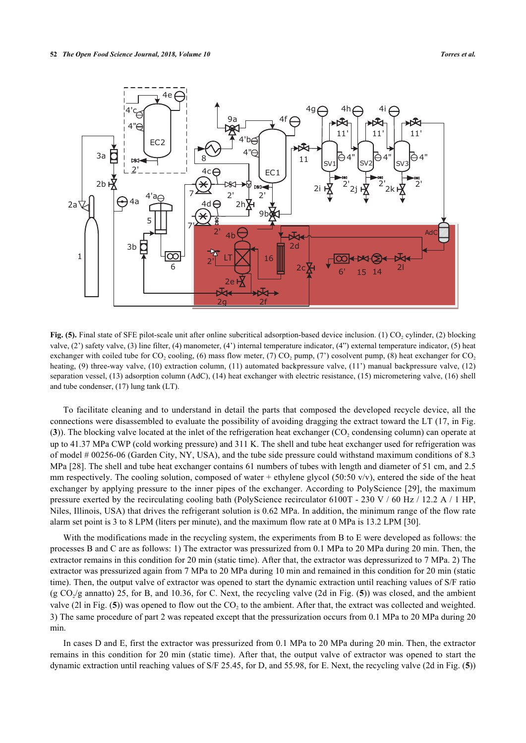**Fig. (5).** Final state of SFE pilot-scale unit after online subcritical adsorption-based device inclusion. (1) $CO_2$ cylinder, (2) blocking valve, (2') safety valve, (3) line filter, (4) manometer, (4') internal temperature indicator, (4") external temperature indicator, (5) heat exchanger with coiled tube for $CO_2$ cooling, (6) mass flow meter, (7) $CO_2$ pump, (7') cosolvent pump, (8) heat exchanger for $CO_2$ heating, (9) three-way valve, (10) extraction column, (11) automated backpressure valve, (11') manual backpressure valve, (12) separation vessel, (13) adsorption column (AdC), (14) heat exchanger with electric resistance, (15) micrometering valve, (16) shell and tube condenser, (17) lung tank (LT).

To facilitate cleaning and to understand in detail the parts that composed the developed recycle device, all the connections were disassembled to evaluate the possibility of avoiding dragging the extract toward the LT (17, in Fig. (**3**)). The blocking valve located at the inlet of the refrigeration heat exchanger ($CO_2$ condensing column) can operate at up to 41.37 MPa CWP (cold working pressure) and 311 K. The shell and tube heat exchanger used for refrigeration was of model # 00256-06 (Garden City, NY, USA), and the tube side pressure could withstand maximum conditions of 8.3 MPa [28]. The shell and tube heat exchanger contains 61 numbers of tubes with length and diameter of 51 cm, and 2.5 mm respectively. The cooling solution, composed of water + ethylene glycol (50:50 v/v), entered the side of the heat exchanger by applying pressure to the inner pipes of the exchanger. According to PolyScience [29], the maximum pressure exerted by the recirculating cooling bath (PolyScience recirculator 6100T - 230 V / 60 Hz / 12.2 A / 1 HP, Niles, Illinois, USA) that drives the refrigerant solution is 0.62 MPa. In addition, the minimum range of the flow rate alarm set point is 3 to 8 LPM (liters per minute), and the maximum flow rate at 0 MPa is 13.2 LPM [30].

With the modifications made in the recycling system, the experiments from B to E were developed as follows: the processes B and C are as follows: 1) The extractor was pressurized from 0.1 MPa to 20 MPa during 20 min. Then, the extractor remains in this condition for 20 min (static time). After that, the extractor was depressurized to 7 MPa. 2) The extractor was pressurized again from 7 MPa to 20 MPa during 10 min and remained in this condition for 20 min (static time). Then, the output valve of extractor was opened to start the dynamic extraction until reaching values of S/F ratio (g $CO_2$/g annatto) 25, for B, and 10.36, for C. Next, the recycling valve (2d in Fig. (**5**)) was closed, and the ambient valve (2l in Fig. (**5**)) was opened to flow out the $CO_2$ to the ambient. After that, the extract was collected and weighted. 3) The same procedure of part 2 was repeated except that the pressurization occurs from 0.1 MPa to 20 MPa during 20 min.

In cases D and E, first the extractor was pressurized from 0.1 MPa to 20 MPa during 20 min. Then, the extractor remains in this condition for 20 min (static time). After that, the output valve of extractor was opened to start the dynamic extraction until reaching values of S/F 25.45, for D, and 55.98, for E. Next, the recycling valve (2d in Fig. (**5**))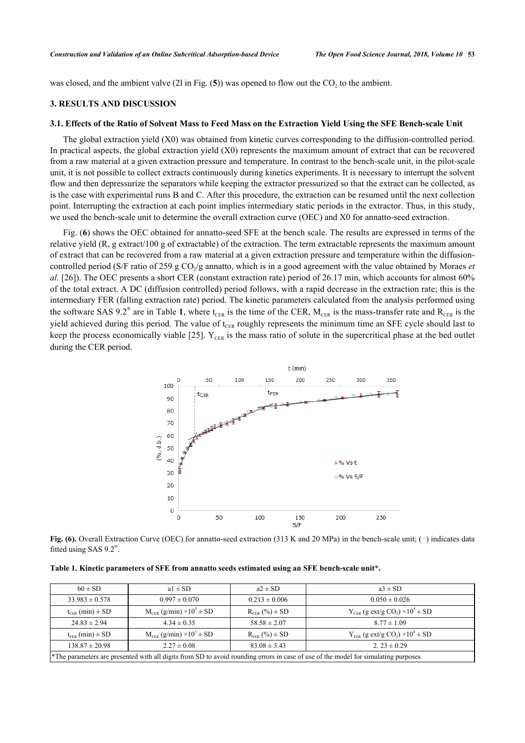was closed, and the ambient valve (2l in Fig. (**5**)) was opened to flow out the $CO_2$ to the ambient.

## 3. RESULTS AND DISCUSSION

### 3.1. Effects of the Ratio of Solvent Mass to Feed Mass on the Extraction Yield Using the SFE Bench-scale Unit

The global extraction yield (X0) was obtained from kinetic curves corresponding to the diffusion-controlled period. In practical aspects, the global extraction yield (X0) represents the maximum amount of extract that can be recovered from a raw material at a given extraction pressure and temperature. In contrast to the bench-scale unit, in the pilot-scale unit, it is not possible to collect extracts continuously during kinetics experiments. It is necessary to interrupt the solvent flow and then depressurize the separators while keeping the extractor pressurized so that the extract can be collected, as is the case with experimental runs B and C. After this procedure, the extraction can be resumed until the next collection point. Interrupting the extraction at each point implies intermediary static periods in the extractor. Thus, in this study, we used the bench-scale unit to determine the overall extraction curve (OEC) and X0 for annatto-seed extraction.

Fig. (**6**) shows the OEC obtained for annatto-seed SFE at the bench scale. The results are expressed in terms of the relative yield (R, g extract/100 g of extractable) of the extraction. The term extractable represents the maximum amount of extract that can be recovered from a raw material at a given extraction pressure and temperature within the diffusion-controlled period (S/F ratio of 259 g $CO_2$/g annatto, which is in a good agreement with the value obtained by Moraes *et al.* [26]). The OEC presents a short CER (constant extraction rate) period of 26.17 min, which accounts for almost 60% of the total extract. A DC (diffusion controlled) period follows, with a rapid decrease in the extraction rate; this is the intermediary FER (falling extraction rate) period. The kinetic parameters calculated from the analysis performed using the software SAS 9.2® are in Table **1**, where $t_{CER}$ is the time of the CER, $M_{CER}$ is the mass-transfer rate and $R_{CER}$ is the yield achieved during this period. The value of $t_{CER}$ roughly represents the minimum time an SFE cycle should last to keep the process economically viable [25]. $Y_{CER}$ is the mass ratio of solute in the supercritical phase at the bed outlet during the CER period.

**Fig. (6).** Overall Extraction Curve (OEC) for annatto-seed extraction (313 K and 20 MPa) in the bench-scale unit; (−) indicates data fitted using SAS 9.2®.

**Table 1. Kinetic parameters of SFE from annatto seeds estimated using an SFE bench-scale unit*.**

| b0 ± SD | a1 ± SD | a2 ± SD | a3 ± SD |
|---|---|---|---|
| 33.983 ± 0.578 | 0.997 ± 0.070 | 0.213 ± 0.006 | 0.050 ± 0.026 |
| $t_{CER}$ (min) ± SD | $M_{CER}$ (g/min) $\times 10^3$ ± SD | $R_{CER}$ (%) ± SD | $Y_{CER}$ (g ext/g $CO_2$) $\times 10^4$ ± SD |
| 24.83 ± 2.94 | 4.34 ± 0.35 | 58.58 ± 2.07 | 8.77 ± 1.09 |
| $t_{FER}$ (min) ± SD | $M_{FER}$ (g/min) $\times 10^3$ ± SD | $R_{FER}$ (%) ± SD | $Y_{FER}$ (g ext/g $CO_2$) $\times 10^4$ ± SD |
| 138.87 ± 20.98 | 2.27 ± 0.08 | 83.08 ± 3.43 | 2. 23 ± 0.29 |

*The parameters are presented with all digits from SD to avoid rounding errors in case of use of the model for simulating purposes.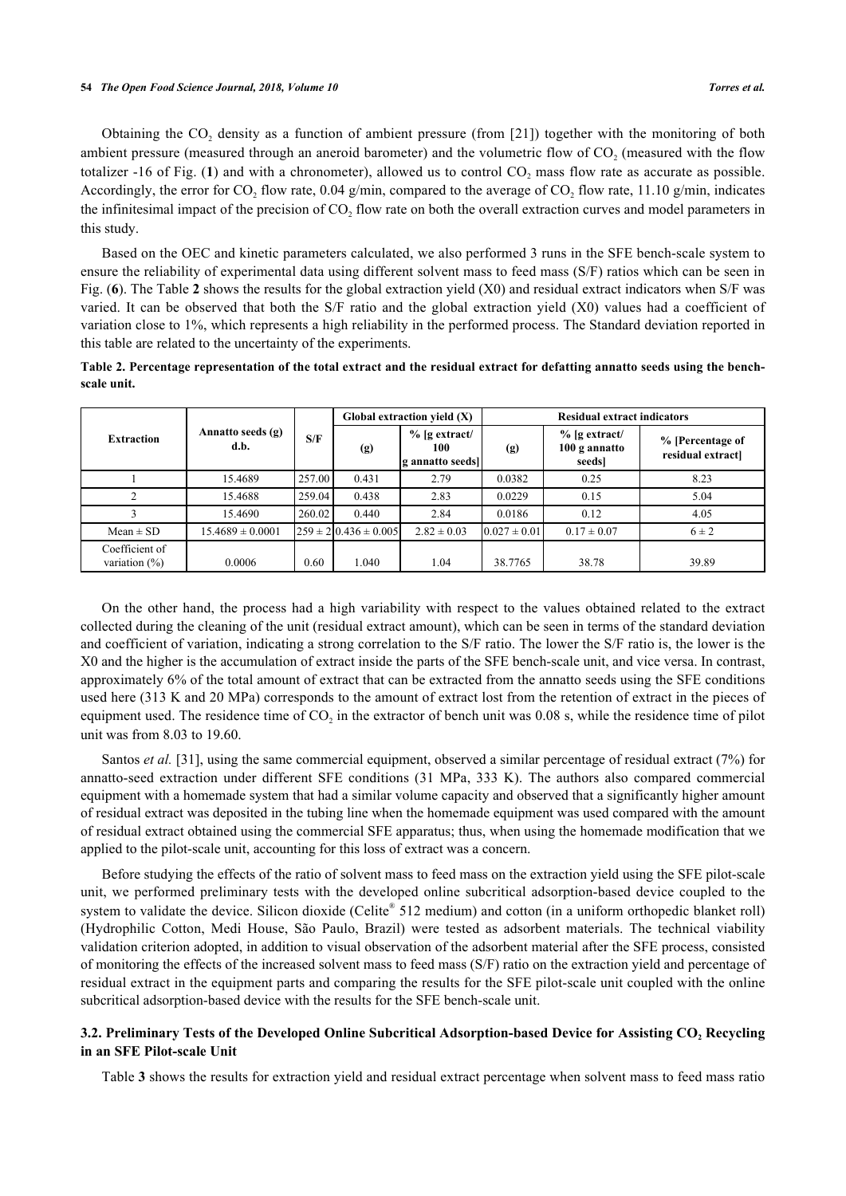Obtaining the $CO_2$ density as a function of ambient pressure (from [21]) together with the monitoring of both ambient pressure (measured through an aneroid barometer) and the volumetric flow of $CO_2$ (measured with the flow totalizer -16 of Fig. (**1**) and with a chronometer), allowed us to control $CO_2$ mass flow rate as accurate as possible. Accordingly, the error for $CO_2$ flow rate, 0.04 g/min, compared to the average of $CO_2$ flow rate, 11.10 g/min, indicates the infinitesimal impact of the precision of $CO_2$ flow rate on both the overall extraction curves and model parameters in this study.

Based on the OEC and kinetic parameters calculated, we also performed 3 runs in the SFE bench-scale system to ensure the reliability of experimental data using different solvent mass to feed mass (S/F) ratios which can be seen in Fig. (**6**). The Table **2** shows the results for the global extraction yield (X0) and residual extract indicators when S/F was varied. It can be observed that both the S/F ratio and the global extraction yield (X0) values had a coefficient of variation close to 1%, which represents a high reliability in the performed process. The Standard deviation reported in this table are related to the uncertainty of the experiments.

**Table 2. Percentage representation of the total extract and the residual extract for defatting annatto seeds using the bench-scale unit.**

| Extraction | Annatto seeds (g) d.b. | S/F | Global extraction yield (X) | | Residual extract indicators | | |
|---|---|---|---|---|---|---|---|
| | | | (g) | % [g extract/ 100 g annatto seeds] | (g) | % [g extract/ 100 g annatto seeds] | % [Percentage of residual extract] |
| 1 | 15.4689 | 257.00 | 0.431 | 2.79 | 0.0382 | 0.25 | 8.23 |
| 2 | 15.4688 | 259.04 | 0.438 | 2.83 | 0.0229 | 0.15 | 5.04 |
| 3 | 15.4690 | 260.02 | 0.440 | 2.84 | 0.0186 | 0.12 | 4.05 |
| Mean ± SD | 15.4689 ± 0.0001 | 259 ± 2 | 0.436 ± 0.005 | 2.82 ± 0.03 | 0.027 ± 0.01 | 0.17 ± 0.07 | 6 ± 2 |
| Coefficient of variation (%) | 0.0006 | 0.60 | 1.040 | 1.04 | 38.7765 | 38.78 | 39.89 |

On the other hand, the process had a high variability with respect to the values obtained related to the extract collected during the cleaning of the unit (residual extract amount), which can be seen in terms of the standard deviation and coefficient of variation, indicating a strong correlation to the S/F ratio. The lower the S/F ratio is, the lower is the X0 and the higher is the accumulation of extract inside the parts of the SFE bench-scale unit, and vice versa. In contrast, approximately 6% of the total amount of extract that can be extracted from the annatto seeds using the SFE conditions used here (313 K and 20 MPa) corresponds to the amount of extract lost from the retention of extract in the pieces of equipment used. The residence time of $CO_2$ in the extractor of bench unit was 0.08 s, while the residence time of pilot unit was from 8.03 to 19.60.

Santos *et al.* [31], using the same commercial equipment, observed a similar percentage of residual extract (7%) for annatto-seed extraction under different SFE conditions (31 MPa, 333 K). The authors also compared commercial equipment with a homemade system that had a similar volume capacity and observed that a significantly higher amount of residual extract was deposited in the tubing line when the homemade equipment was used compared with the amount of residual extract obtained using the commercial SFE apparatus; thus, when using the homemade modification that we applied to the pilot-scale unit, accounting for this loss of extract was a concern.

Before studying the effects of the ratio of solvent mass to feed mass on the extraction yield using the SFE pilot-scale unit, we performed preliminary tests with the developed online subcritical adsorption-based device coupled to the system to validate the device. Silicon dioxide (Celite® 512 medium) and cotton (in a uniform orthopedic blanket roll) (Hydrophilic Cotton, Medi House, São Paulo, Brazil) were tested as adsorbent materials. The technical viability validation criterion adopted, in addition to visual observation of the adsorbent material after the SFE process, consisted of monitoring the effects of the increased solvent mass to feed mass (S/F) ratio on the extraction yield and percentage of residual extract in the equipment parts and comparing the results for the SFE pilot-scale unit coupled with the online subcritical adsorption-based device with the results for the SFE bench-scale unit.

### 3.2. Preliminary Tests of the Developed Online Subcritical Adsorption-based Device for Assisting $CO_2$ Recycling in an SFE Pilot-scale Unit

Table **3** shows the results for extraction yield and residual extract percentage when solvent mass to feed mass ratio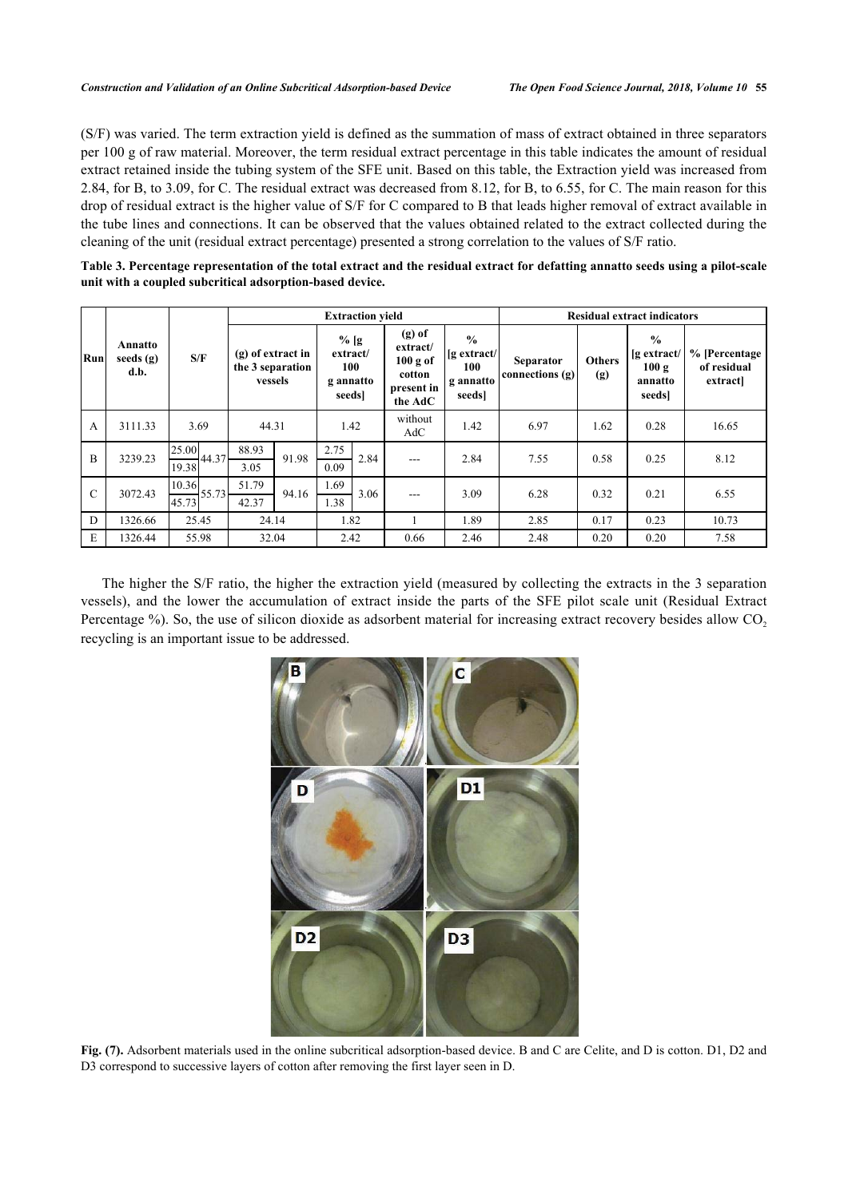(S/F) was varied. The term extraction yield is defined as the summation of mass of extract obtained in three separators per 100 g of raw material. Moreover, the term residual extract percentage in this table indicates the amount of residual extract retained inside the tubing system of the SFE unit. Based on this table, the Extraction yield was increased from 2.84, for B, to 3.09, for C. The residual extract was decreased from 8.12, for B, to 6.55, for C. The main reason for this drop of residual extract is the higher value of S/F for C compared to B that leads higher removal of extract available in the tube lines and connections. It can be observed that the values obtained related to the extract collected during the cleaning of the unit (residual extract percentage) presented a strong correlation to the values of S/F ratio.

**Table 3. Percentage representation of the total extract and the residual extract for defatting annatto seeds using a pilot-scale unit with a coupled subcritical adsorption-based device.**

| Run | Annatto seeds (g) d.b. | S/F | | (g) of extract in the 3 separation vessels | | % [g extract/ 100 g annatto seeds] | | (g) of extract/ 100 g of cotton present in the AdC | % [g extract/ 100 g annatto seeds] | Separator connections (g) | Others (g) | % [g extract/ 100 g annatto seeds] | % [Percentage of residual extract] |
|---|---|---|---|---|---|---|---|---|---|---|---|---|---|
| | | | | **Extraction yield** | | | | | | **Residual extract indicators** | | | |
| A | 3111.33 | 3.69 | | 44.31 | | 1.42 | | without AdC | 1.42 | 6.97 | 1.62 | 0.28 | 16.65 |
| B | 3239.23 | 25.00 | 44.37 | 88.93 | 91.98 | 2.75 | 2.84 | --- | 2.84 | 7.55 | 0.58 | 0.25 | 8.12 |
| | | 19.38 | | 3.05 | | 0.09 | | | | | | | |
| C | 3072.43 | 10.36 | 55.73 | 51.79 | 94.16 | 1.69 | 3.06 | --- | 3.09 | 6.28 | 0.32 | 0.21 | 6.55 |
| | | 45.73 | | 42.37 | | 1.38 | | | | | | | |
| D | 1326.66 | 25.45 | | 24.14 | | 1.82 | | 1 | 1.89 | 2.85 | 0.17 | 0.23 | 10.73 |
| E | 1326.44 | 55.98 | | 32.04 | | 2.42 | | 0.66 | 2.46 | 2.48 | 0.20 | 0.20 | 7.58 |

The higher the S/F ratio, the higher the extraction yield (measured by collecting the extracts in the 3 separation vessels), and the lower the accumulation of extract inside the parts of the SFE pilot scale unit (Residual Extract Percentage %). So, the use of silicon dioxide as adsorbent material for increasing extract recovery besides allow $CO_2$ recycling is an important issue to be addressed.

**Fig. (7).** Adsorbent materials used in the online subcritical adsorption-based device. B and C are Celite, and D is cotton. D1, D2 and D3 correspond to successive layers of cotton after removing the first layer seen in D.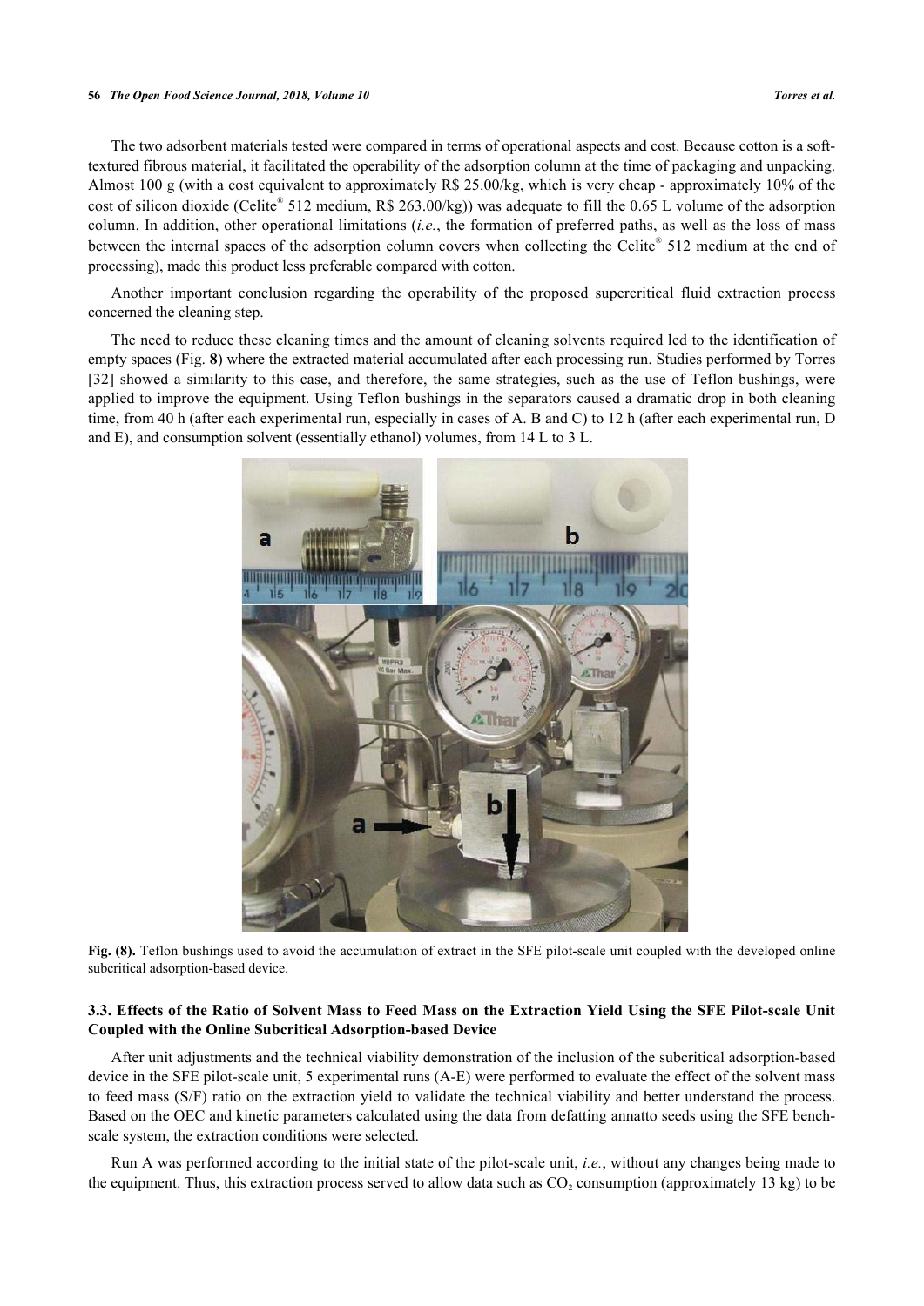The two adsorbent materials tested were compared in terms of operational aspects and cost. Because cotton is a soft-textured fibrous material, it facilitated the operability of the adsorption column at the time of packaging and unpacking. Almost 100 g (with a cost equivalent to approximately R$ 25.00/kg, which is very cheap - approximately 10% of the cost of silicon dioxide (Celite® 512 medium, R$ 263.00/kg)) was adequate to fill the 0.65 L volume of the adsorption column. In addition, other operational limitations (*i.e.*, the formation of preferred paths, as well as the loss of mass between the internal spaces of the adsorption column covers when collecting the Celite® 512 medium at the end of processing), made this product less preferable compared with cotton.

Another important conclusion regarding the operability of the proposed supercritical fluid extraction process concerned the cleaning step.

The need to reduce these cleaning times and the amount of cleaning solvents required led to the identification of empty spaces (Fig. **8**) where the extracted material accumulated after each processing run. Studies performed by Torres [32] showed a similarity to this case, and therefore, the same strategies, such as the use of Teflon bushings, were applied to improve the equipment. Using Teflon bushings in the separators caused a dramatic drop in both cleaning time, from 40 h (after each experimental run, especially in cases of A. B and C) to 12 h (after each experimental run, D and E), and consumption solvent (essentially ethanol) volumes, from 14 L to 3 L.

**Fig. (8).** Teflon bushings used to avoid the accumulation of extract in the SFE pilot-scale unit coupled with the developed online subcritical adsorption-based device.

### 3.3. Effects of the Ratio of Solvent Mass to Feed Mass on the Extraction Yield Using the SFE Pilot-scale Unit Coupled with the Online Subcritical Adsorption-based Device

After unit adjustments and the technical viability demonstration of the inclusion of the subcritical adsorption-based device in the SFE pilot-scale unit, 5 experimental runs (A-E) were performed to evaluate the effect of the solvent mass to feed mass (S/F) ratio on the extraction yield to validate the technical viability and better understand the process. Based on the OEC and kinetic parameters calculated using the data from defatting annatto seeds using the SFE bench-scale system, the extraction conditions were selected.

Run A was performed according to the initial state of the pilot-scale unit, *i.e.*, without any changes being made to the equipment. Thus, this extraction process served to allow data such as $CO_2$ consumption (approximately 13 kg) to be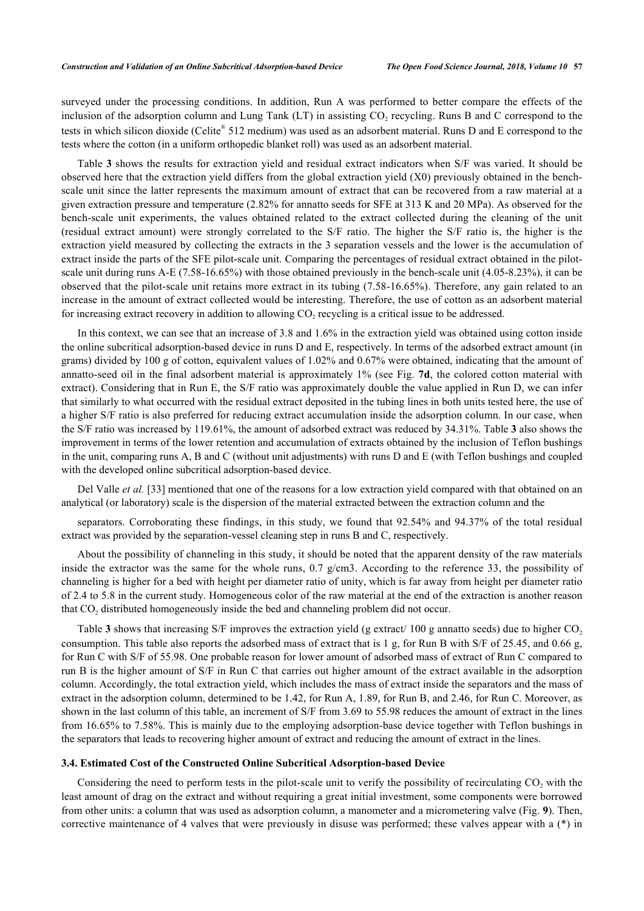surveyed under the processing conditions. In addition, Run A was performed to better compare the effects of the inclusion of the adsorption column and Lung Tank (LT) in assisting $CO_2$ recycling. Runs B and C correspond to the tests in which silicon dioxide (Celite® 512 medium) was used as an adsorbent material. Runs D and E correspond to the tests where the cotton (in a uniform orthopedic blanket roll) was used as an adsorbent material.

Table **3** shows the results for extraction yield and residual extract indicators when S/F was varied. It should be observed here that the extraction yield differs from the global extraction yield (X0) previously obtained in the bench-scale unit since the latter represents the maximum amount of extract that can be recovered from a raw material at a given extraction pressure and temperature (2.82% for annatto seeds for SFE at 313 K and 20 MPa). As observed for the bench-scale unit experiments, the values obtained related to the extract collected during the cleaning of the unit (residual extract amount) were strongly correlated to the S/F ratio. The higher the S/F ratio is, the higher is the extraction yield measured by collecting the extracts in the 3 separation vessels and the lower is the accumulation of extract inside the parts of the SFE pilot-scale unit. Comparing the percentages of residual extract obtained in the pilot-scale unit during runs A-E (7.58-16.65%) with those obtained previously in the bench-scale unit (4.05-8.23%), it can be observed that the pilot-scale unit retains more extract in its tubing (7.58-16.65%). Therefore, any gain related to an increase in the amount of extract collected would be interesting. Therefore, the use of cotton as an adsorbent material for increasing extract recovery in addition to allowing $CO_2$ recycling is a critical issue to be addressed.

In this context, we can see that an increase of 3.8 and 1.6% in the extraction yield was obtained using cotton inside the online subcritical adsorption-based device in runs D and E, respectively. In terms of the adsorbed extract amount (in grams) divided by 100 g of cotton, equivalent values of 1.02% and 0.67% were obtained, indicating that the amount of annatto-seed oil in the final adsorbent material is approximately 1% (see Fig. **7d**, the colored cotton material with extract). Considering that in Run E, the S/F ratio was approximately double the value applied in Run D, we can infer that similarly to what occurred with the residual extract deposited in the tubing lines in both units tested here, the use of a higher S/F ratio is also preferred for reducing extract accumulation inside the adsorption column. In our case, when the S/F ratio was increased by 119.61%, the amount of adsorbed extract was reduced by 34.31%. Table **3** also shows the improvement in terms of the lower retention and accumulation of extracts obtained by the inclusion of Teflon bushings in the unit, comparing runs A, B and C (without unit adjustments) with runs D and E (with Teflon bushings and coupled with the developed online subcritical adsorption-based device.

Del Valle *et al.* [33] mentioned that one of the reasons for a low extraction yield compared with that obtained on an analytical (or laboratory) scale is the dispersion of the material extracted between the extraction column and the separators. Corroborating these findings, in this study, we found that 92.54% and 94.37% of the total residual extract was provided by the separation-vessel cleaning step in runs B and C, respectively.

About the possibility of channeling in this study, it should be noted that the apparent density of the raw materials inside the extractor was the same for the whole runs, 0.7 g/cm3. According to the reference 33, the possibility of channeling is higher for a bed with height per diameter ratio of unity, which is far away from height per diameter ratio of 2.4 to 5.8 in the current study. Homogeneous color of the raw material at the end of the extraction is another reason that $CO_2$ distributed homogeneously inside the bed and channeling problem did not occur.

Table **3** shows that increasing S/F improves the extraction yield (g extract/ 100 g annatto seeds) due to higher $CO_2$ consumption. This table also reports the adsorbed mass of extract that is 1 g, for Run B with S/F of 25.45, and 0.66 g, for Run C with S/F of 55.98. One probable reason for lower amount of adsorbed mass of extract of Run C compared to run B is the higher amount of S/F in Run C that carries out higher amount of the extract available in the adsorption column. Accordingly, the total extraction yield, which includes the mass of extract inside the separators and the mass of extract in the adsorption column, determined to be 1.42, for Run A, 1.89, for Run B, and 2.46, for Run C. Moreover, as shown in the last column of this table, an increment of S/F from 3.69 to 55.98 reduces the amount of extract in the lines from 16.65% to 7.58%. This is mainly due to the employing adsorption-base device together with Teflon bushings in the separators that leads to recovering higher amount of extract and reducing the amount of extract in the lines.

### 3.4. Estimated Cost of the Constructed Online Subcritical Adsorption-based Device

Considering the need to perform tests in the pilot-scale unit to verify the possibility of recirculating $CO_2$ with the least amount of drag on the extract and without requiring a great initial investment, some components were borrowed from other units: a column that was used as adsorption column, a manometer and a micrometering valve (Fig. **9**). Then, corrective maintenance of 4 valves that were previously in disuse was performed; these valves appear with a (*) in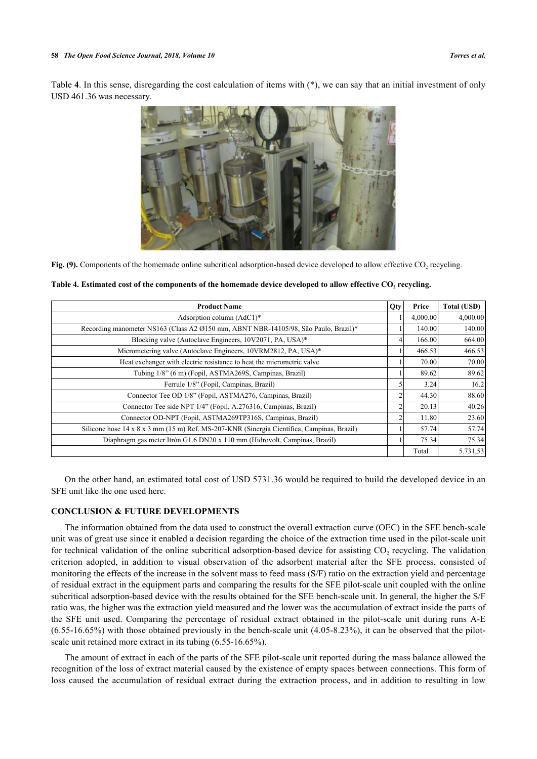Table **4**. In this sense, disregarding the cost calculation of items with (*), we can say that an initial investment of only USD 461.36 was necessary.

**Fig. (9).** Components of the homemade online subcritical adsorption-based device developed to allow effective $CO_2$ recycling.

**Table 4. Estimated cost of the components of the homemade device developed to allow effective $CO_2$ recycling.**

| Product Name | Qty | Price | Total (USD) |
|---|---|---|---|
| Adsorption column (AdC1)* | 1 | 4,000.00 | 4,000.00 |
| Recording manometer NS163 (Class A2 Ø150 mm, ABNT NBR-14105/98, São Paulo, Brazil)* | 1 | 140.00 | 140.00 |
| Blocking valve (Autoclave Engineers, 10V2071, PA, USA)* | 4 | 166.00 | 664.00 |
| Micrometering valve (Autoclave Engineers, 10VRM2812, PA, USA)* | 1 | 466.53 | 466.53 |
| Heat exchanger with electric resistance to heat the micrometric valve | 1 | 70.00 | 70.00 |
| Tubing 1/8" (6 m) (Fopil, ASTMA269S, Campinas, Brazil) | 1 | 89.62 | 89.62 |
| Ferrule 1/8" (Fopil, Campinas, Brazil) | 5 | 3.24 | 16.2 |
| Connector Tee OD 1/8" (Fopil, ASTMA276, Campinas, Brazil) | 2 | 44.30 | 88.60 |
| Connector Tee side NPT 1/4" (Fopil, A.276316, Campinas, Brazil) | 2 | 20.13 | 40.26 |
| Connector OD-NPT (Fopil, ASTMA269TP316S, Campinas, Brazil) | 2 | 11.80 | 23.60 |
| Silicone hose 14 x 8 x 3 mm (15 m) Ref. MS-207-KNR (Sinergia Científica, Campinas, Brazil) | 1 | 57.74 | 57.74 |
| Diaphragm gas meter Itrón G1.6 DN20 x 110 mm (Hidrovolt, Campinas, Brazil) | 1 | 75.34 | 75.34 |
| | | Total | 5.731,53 |

On the other hand, an estimated total cost of USD 5731.36 would be required to build the developed device in an SFE unit like the one used here.

## CONCLUSION & FUTURE DEVELOPMENTS

The information obtained from the data used to construct the overall extraction curve (OEC) in the SFE bench-scale unit was of great use since it enabled a decision regarding the choice of the extraction time used in the pilot-scale unit for technical validation of the online subcritical adsorption-based device for assisting $CO_2$ recycling. The validation criterion adopted, in addition to visual observation of the adsorbent material after the SFE process, consisted of monitoring the effects of the increase in the solvent mass to feed mass (S/F) ratio on the extraction yield and percentage of residual extract in the equipment parts and comparing the results for the SFE pilot-scale unit coupled with the online subcritical adsorption-based device with the results obtained for the SFE bench-scale unit. In general, the higher the S/F ratio was, the higher was the extraction yield measured and the lower was the accumulation of extract inside the parts of the SFE unit used. Comparing the percentage of residual extract obtained in the pilot-scale unit during runs A-E (6.55-16.65%) with those obtained previously in the bench-scale unit (4.05-8.23%), it can be observed that the pilot-scale unit retained more extract in its tubing (6.55-16.65%).

The amount of extract in each of the parts of the SFE pilot-scale unit reported during the mass balance allowed the recognition of the loss of extract material caused by the existence of empty spaces between connections. This form of loss caused the accumulation of residual extract during the extraction process, and in addition to resulting in low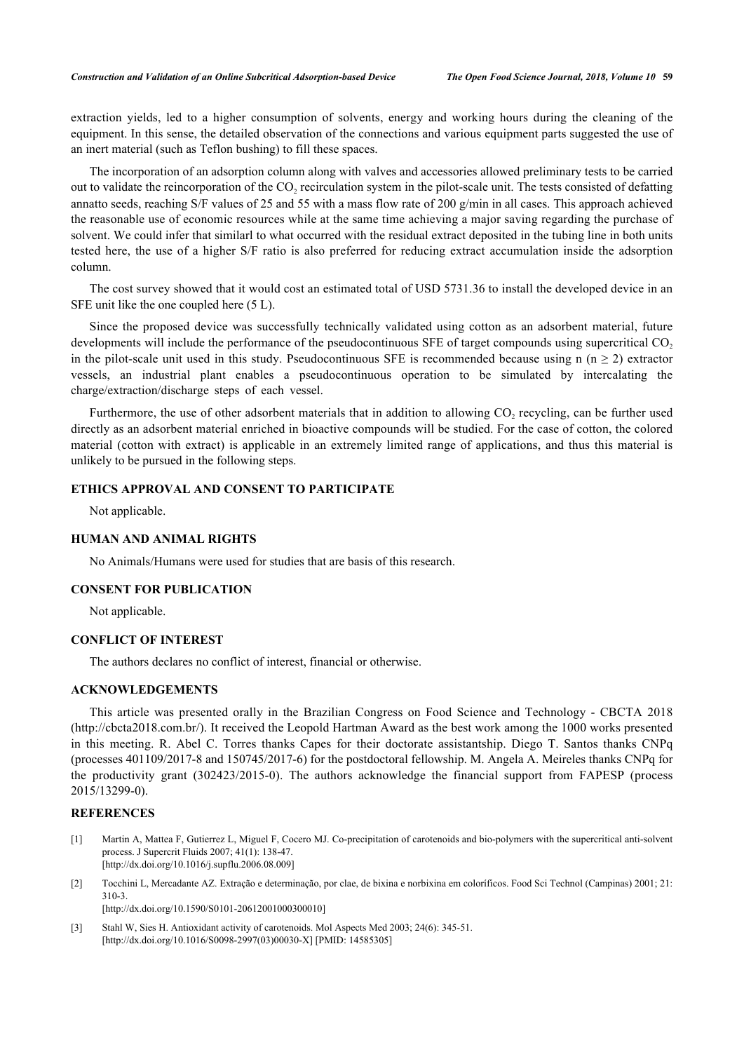extraction yields, led to a higher consumption of solvents, energy and working hours during the cleaning of the equipment. In this sense, the detailed observation of the connections and various equipment parts suggested the use of an inert material (such as Teflon bushing) to fill these spaces.

The incorporation of an adsorption column along with valves and accessories allowed preliminary tests to be carried out to validate the reincorporation of the $CO_2$ recirculation system in the pilot-scale unit. The tests consisted of defatting annatto seeds, reaching S/F values of 25 and 55 with a mass flow rate of 200 g/min in all cases. This approach achieved the reasonable use of economic resources while at the same time achieving a major saving regarding the purchase of solvent. We could infer that similarl to what occurred with the residual extract deposited in the tubing line in both units tested here, the use of a higher S/F ratio is also preferred for reducing extract accumulation inside the adsorption column.

The cost survey showed that it would cost an estimated total of USD 5731.36 to install the developed device in an SFE unit like the one coupled here (5 L).

Since the proposed device was successfully technically validated using cotton as an adsorbent material, future developments will include the performance of the pseudocontinuous SFE of target compounds using supercritical $CO_2$ in the pilot-scale unit used in this study. Pseudocontinuous SFE is recommended because using n ($n \geq 2$) extractor vessels, an industrial plant enables a pseudocontinuous operation to be simulated by intercalating the charge/extraction/discharge steps of each vessel.

Furthermore, the use of other adsorbent materials that in addition to allowing $CO_2$ recycling, can be further used directly as an adsorbent material enriched in bioactive compounds will be studied. For the case of cotton, the colored material (cotton with extract) is applicable in an extremely limited range of applications, and thus this material is unlikely to be pursued in the following steps.

## ETHICS APPROVAL AND CONSENT TO PARTICIPATE

Not applicable.

## HUMAN AND ANIMAL RIGHTS

No Animals/Humans were used for studies that are basis of this research.

## CONSENT FOR PUBLICATION

Not applicable.

## CONFLICT OF INTEREST

The authors declares no conflict of interest, financial or otherwise.

## ACKNOWLEDGEMENTS

This article was presented orally in the Brazilian Congress on Food Science and Technology - CBCTA 2018 (http://cbcta2018.com.br/). It received the Leopold Hartman Award as the best work among the 1000 works presented in this meeting. R. Abel C. Torres thanks Capes for their doctorate assistantship. Diego T. Santos thanks CNPq (processes 401109/2017-8 and 150745/2017-6) for the postdoctoral fellowship. M. Angela A. Meireles thanks CNPq for the productivity grant (302423/2015-0). The authors acknowledge the financial support from FAPESP (process 2015/13299-0).

## REFERENCES

[1] Martin A, Mattea F, Gutierrez L, Miguel F, Cocero MJ. Co-precipitation of carotenoids and bio-polymers with the supercritical anti-solvent process. J Supercrit Fluids 2007; 41(1): 138-47.
[http://dx.doi.org/10.1016/j.supflu.2006.08.009]

[2] Tocchini L, Mercadante AZ. Extração e determinação, por clae, de bixina e norbixina em coloríficos. Food Sci Technol (Campinas) 2001; 21: 310-3.
[http://dx.doi.org/10.1590/S0101-20612001000300010]

[3] Stahl W, Sies H. Antioxidant activity of carotenoids. Mol Aspects Med 2003; 24(6): 345-51.
[http://dx.doi.org/10.1016/S0098-2997(03)00030-X] [PMID: 14585305]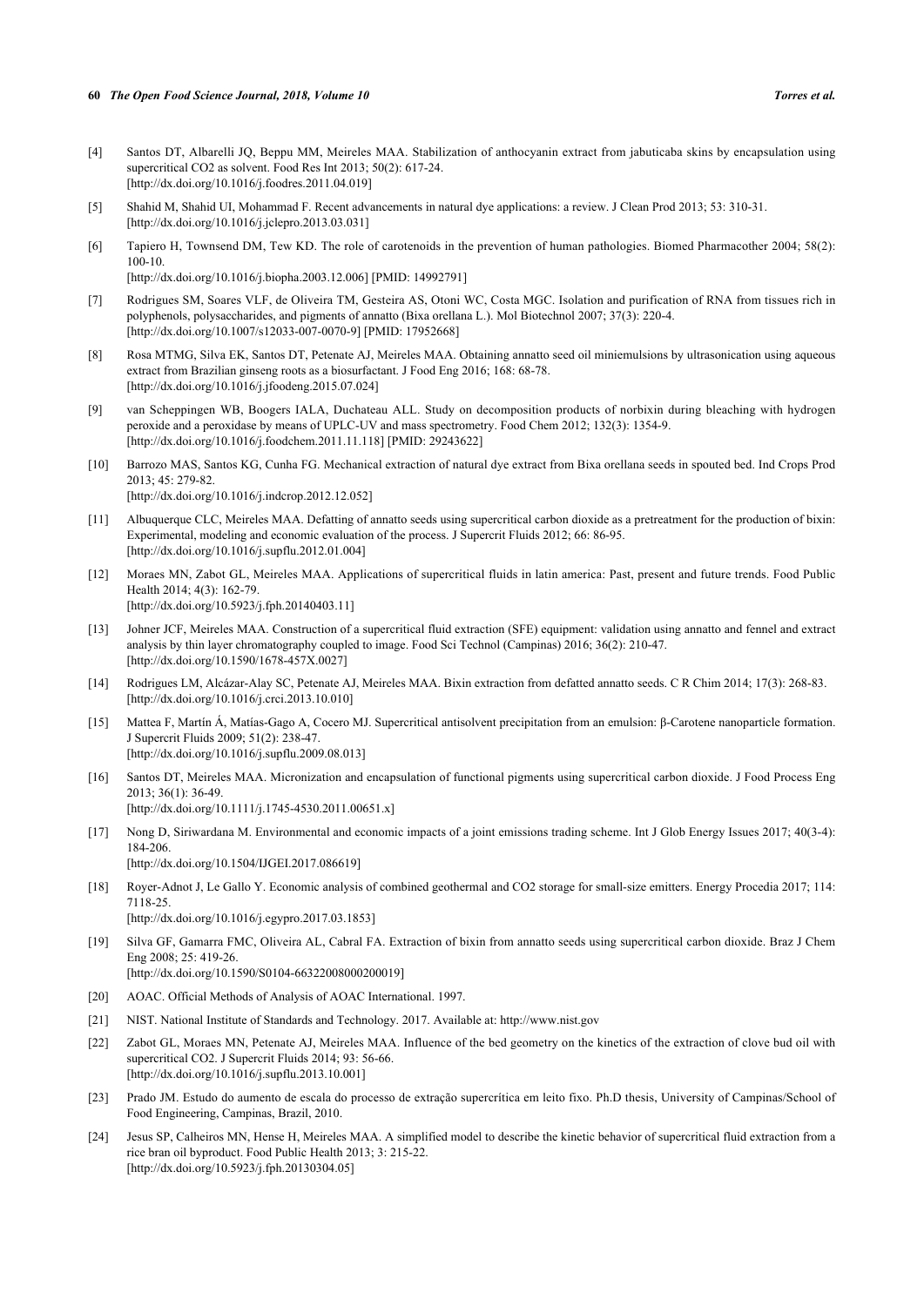[4] Santos DT, Albarelli JQ, Beppu MM, Meireles MAA. Stabilization of anthocyanin extract from jabuticaba skins by encapsulation using supercritical CO2 as solvent. Food Res Int 2013; 50(2): 617-24. [http://dx.doi.org/10.1016/j.foodres.2011.04.019]

[5] Shahid M, Shahid UI, Mohammad F. Recent advancements in natural dye applications: a review. J Clean Prod 2013; 53: 310-31. [http://dx.doi.org/10.1016/j.jclepro.2013.03.031]

[6] Tapiero H, Townsend DM, Tew KD. The role of carotenoids in the prevention of human pathologies. Biomed Pharmacother 2004; 58(2): 100-10. [http://dx.doi.org/10.1016/j.biopha.2003.12.006] [PMID: 14992791]

[7] Rodrigues SM, Soares VLF, de Oliveira TM, Gesteira AS, Otoni WC, Costa MGC. Isolation and purification of RNA from tissues rich in polyphenols, polysaccharides, and pigments of annatto (Bixa orellana L.). Mol Biotechnol 2007; 37(3): 220-4. [http://dx.doi.org/10.1007/s12033-007-0070-9] [PMID: 17952668]

[8] Rosa MTMG, Silva EK, Santos DT, Petenate AJ, Meireles MAA. Obtaining annatto seed oil miniemulsions by ultrasonication using aqueous extract from Brazilian ginseng roots as a biosurfactant. J Food Eng 2016; 168: 68-78. [http://dx.doi.org/10.1016/j.jfoodeng.2015.07.024]

[9] van Scheppingen WB, Boogers IALA, Duchateau ALL. Study on decomposition products of norbixin during bleaching with hydrogen peroxide and a peroxidase by means of UPLC-UV and mass spectrometry. Food Chem 2012; 132(3): 1354-9. [http://dx.doi.org/10.1016/j.foodchem.2011.11.118] [PMID: 29243622]

[10] Barrozo MAS, Santos KG, Cunha FG. Mechanical extraction of natural dye extract from Bixa orellana seeds in spouted bed. Ind Crops Prod 2013; 45: 279-82. [http://dx.doi.org/10.1016/j.indcrop.2012.12.052]

[11] Albuquerque CLC, Meireles MAA. Defatting of annatto seeds using supercritical carbon dioxide as a pretreatment for the production of bixin: Experimental, modeling and economic evaluation of the process. J Supercrit Fluids 2012; 66: 86-95. [http://dx.doi.org/10.1016/j.supflu.2012.01.004]

[12] Moraes MN, Zabot GL, Meireles MAA. Applications of supercritical fluids in latin america: Past, present and future trends. Food Public Health 2014; 4(3): 162-79. [http://dx.doi.org/10.5923/j.fph.20140403.11]

[13] Johner JCF, Meireles MAA. Construction of a supercritical fluid extraction (SFE) equipment: validation using annatto and fennel and extract analysis by thin layer chromatography coupled to image. Food Sci Technol (Campinas) 2016; 36(2): 210-47. [http://dx.doi.org/10.1590/1678-457X.0027]

[14] Rodrigues LM, Alcázar-Alay SC, Petenate AJ, Meireles MAA. Bixin extraction from defatted annatto seeds. C R Chim 2014; 17(3): 268-83. [http://dx.doi.org/10.1016/j.crci.2013.10.010]

[15] Mattea F, Martín Á, Matías-Gago A, Cocero MJ. Supercritical antisolvent precipitation from an emulsion: β-Carotene nanoparticle formation. J Supercrit Fluids 2009; 51(2): 238-47. [http://dx.doi.org/10.1016/j.supflu.2009.08.013]

[16] Santos DT, Meireles MAA. Micronization and encapsulation of functional pigments using supercritical carbon dioxide. J Food Process Eng 2013; 36(1): 36-49. [http://dx.doi.org/10.1111/j.1745-4530.2011.00651.x]

[17] Nong D, Siriwardana M. Environmental and economic impacts of a joint emissions trading scheme. Int J Glob Energy Issues 2017; 40(3-4): 184-206. [http://dx.doi.org/10.1504/IJGEI.2017.086619]

[18] Royer-Adnot J, Le Gallo Y. Economic analysis of combined geothermal and CO2 storage for small-size emitters. Energy Procedia 2017; 114: 7118-25. [http://dx.doi.org/10.1016/j.egypro.2017.03.1853]

[19] Silva GF, Gamarra FMC, Oliveira AL, Cabral FA. Extraction of bixin from annatto seeds using supercritical carbon dioxide. Braz J Chem Eng 2008; 25: 419-26. [http://dx.doi.org/10.1590/S0104-66322008000200019]

[20] AOAC. Official Methods of Analysis of AOAC International. 1997.

[21] NIST. National Institute of Standards and Technology. 2017. Available at: http://www.nist.gov

[22] Zabot GL, Moraes MN, Petenate AJ, Meireles MAA. Influence of the bed geometry on the kinetics of the extraction of clove bud oil with supercritical CO2. J Supercrit Fluids 2014; 93: 56-66. [http://dx.doi.org/10.1016/j.supflu.2013.10.001]

[23] Prado JM. Estudo do aumento de escala do processo de extração supercrítica em leito fixo. Ph.D thesis, University of Campinas/School of Food Engineering, Campinas, Brazil, 2010.

[24] Jesus SP, Calheiros MN, Hense H, Meireles MAA. A simplified model to describe the kinetic behavior of supercritical fluid extraction from a rice bran oil byproduct. Food Public Health 2013; 3: 215-22. [http://dx.doi.org/10.5923/j.fph.20130304.05]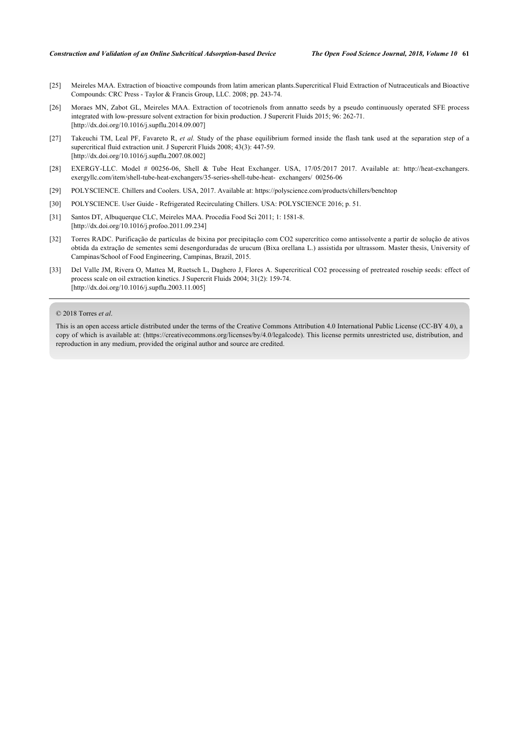[25] Meireles MAA. Extraction of bioactive compounds from latim american plants.Supercritical Fluid Extraction of Nutraceuticals and Bioactive Compounds: CRC Press - Taylor & Francis Group, LLC. 2008; pp. 243-74.

[26] Moraes MN, Zabot GL, Meireles MAA. Extraction of tocotrienols from annatto seeds by a pseudo continuously operated SFE process integrated with low-pressure solvent extraction for bixin production. J Supercrit Fluids 2015; 96: 262-71. [http://dx.doi.org/10.1016/j.supflu.2014.09.007]

[27] Takeuchi TM, Leal PF, Favareto R, *et al.* Study of the phase equilibrium formed inside the flash tank used at the separation step of a supercritical fluid extraction unit. J Supercrit Fluids 2008; 43(3): 447-59. [http://dx.doi.org/10.1016/j.supflu.2007.08.002]

[28] EXERGY-LLC. Model # 00256-06, Shell & Tube Heat Exchanger. USA, 17/05/2017 2017. Available at: http://heat-exchangers.exergyllc.com/item/shell-tube-heat-exchangers/35-series-shell-tube-heat- exchangers/ 00256-06

[29] POLYSCIENCE. Chillers and Coolers. USA, 2017. Available at: https://polyscience.com/products/chillers/benchtop

[30] POLYSCIENCE. User Guide - Refrigerated Recirculating Chillers. USA: POLYSCIENCE 2016; p. 51.

[31] Santos DT, Albuquerque CLC, Meireles MAA. Procedia Food Sci 2011; 1: 1581-8. [http://dx.doi.org/10.1016/j.profoo.2011.09.234]

[32] Torres RADC. Purificação de partículas de bixina por precipitação com CO2 supercrítico como antissolvente a partir de solução de ativos obtida da extração de sementes semi desengorduradas de urucum (Bixa orellana L.) assistida por ultrassom. Master thesis, University of Campinas/School of Food Engineering, Campinas, Brazil, 2015.

[33] Del Valle JM, Rivera O, Mattea M, Ruetsch L, Daghero J, Flores A. Supercritical CO2 processing of pretreated rosehip seeds: effect of process scale on oil extraction kinetics. J Supercrit Fluids 2004; 31(2): 159-74. [http://dx.doi.org/10.1016/j.supflu.2003.11.005]

---

© 2018 Torres *et al*.

This is an open access article distributed under the terms of the Creative Commons Attribution 4.0 International Public License (CC-BY 4.0), a copy of which is available at: (https://creativecommons.org/licenses/by/4.0/legalcode). This license permits unrestricted use, distribution, and reproduction in any medium, provided the original author and source are credited.